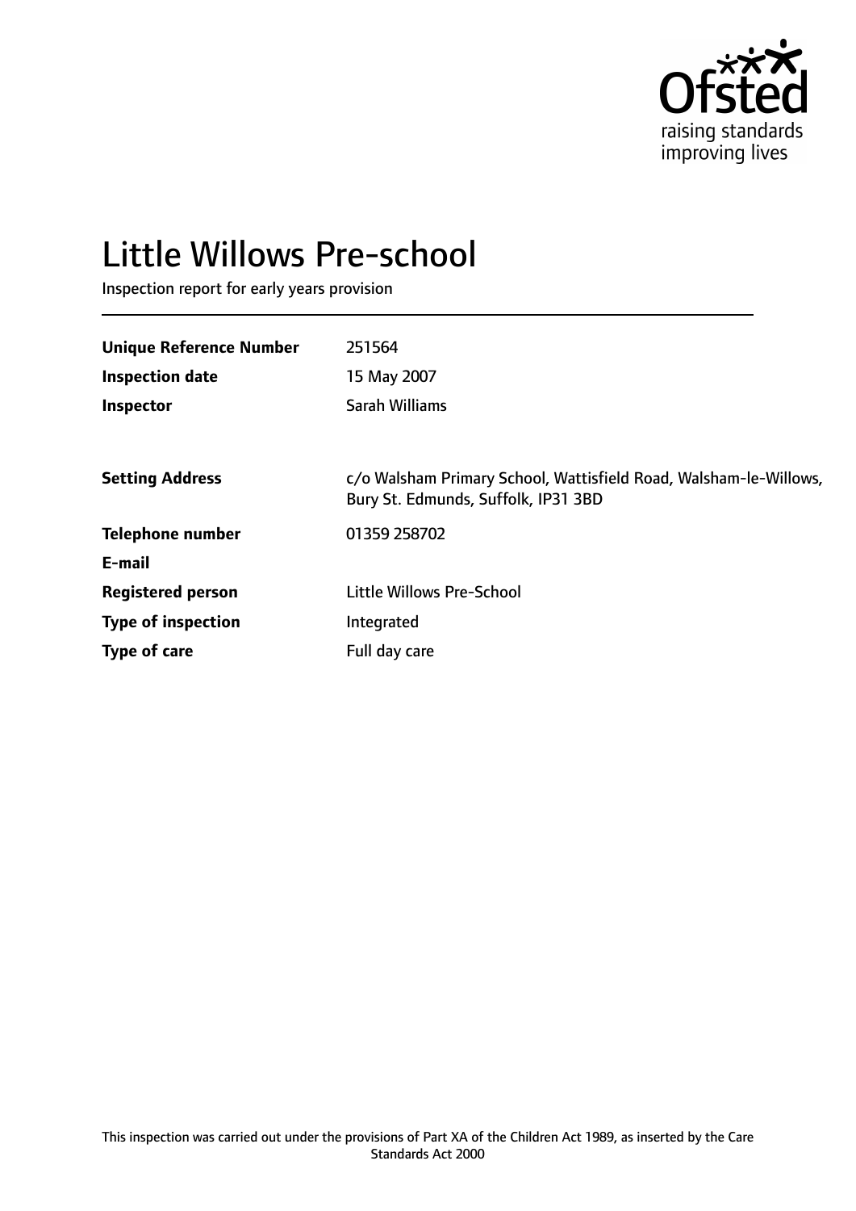# Little Willows Pre-school

Inspection report for early years provision

| | |
|---|---|
| **Unique Reference Number** | 251564 |
| **Inspection date** | 15 May 2007 |
| **Inspector** | Sarah Williams |

| | |
|---|---|
| **Setting Address** | c/o Walsham Primary School, Wattisfield Road, Walsham-le-Willows, Bury St. Edmunds, Suffolk, IP31 3BD |
| **Telephone number** | 01359 258702 |
| **E-mail** | |
| **Registered person** | Little Willows Pre-School |
| **Type of inspection** | Integrated |
| **Type of care** | Full day care |

This inspection was carried out under the provisions of Part XA of the Children Act 1989, as inserted by the Care Standards Act 2000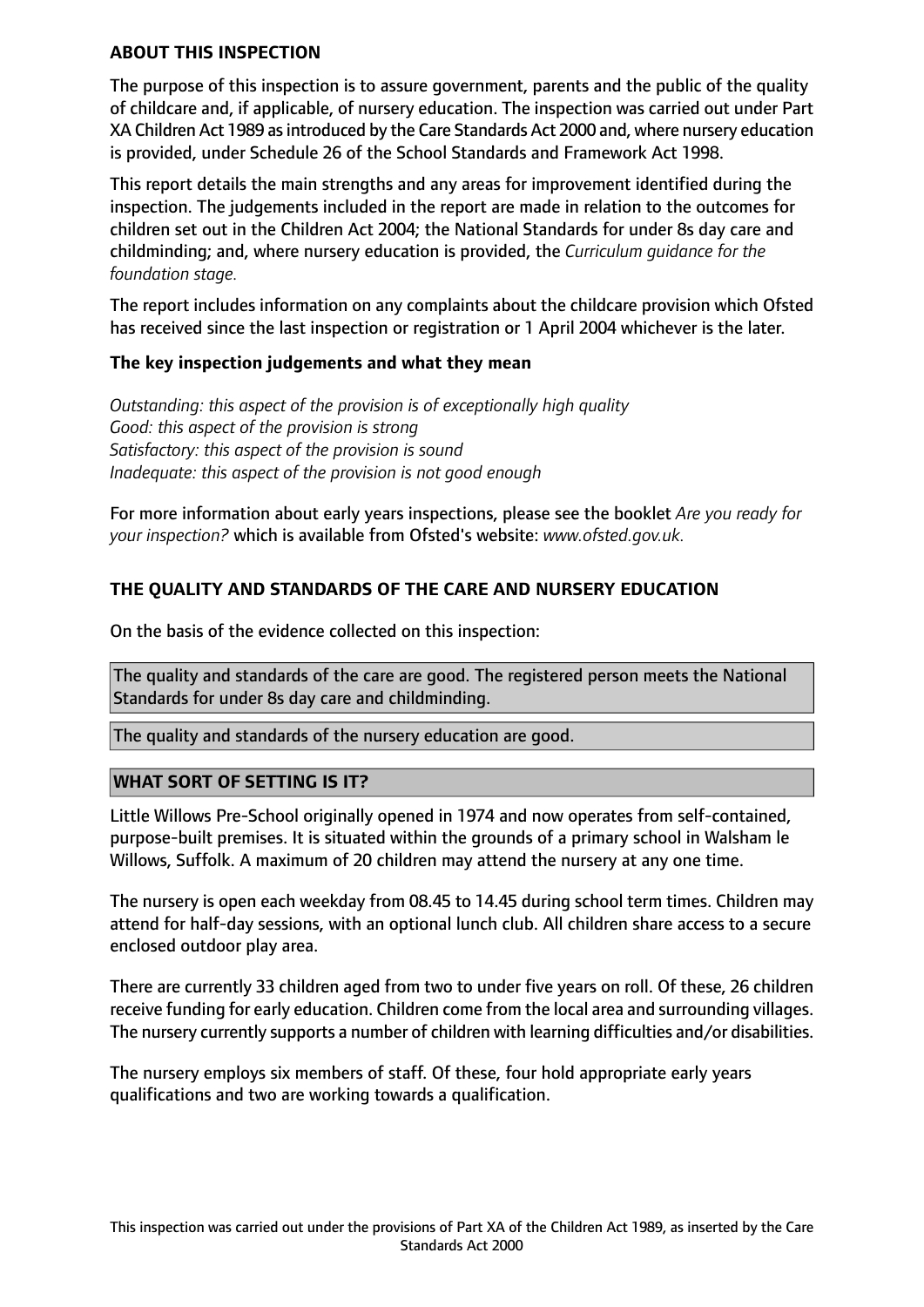## ABOUT THIS INSPECTION

The purpose of this inspection is to assure government, parents and the public of the quality of childcare and, if applicable, of nursery education. The inspection was carried out under Part XA Children Act 1989 as introduced by the Care Standards Act 2000 and, where nursery education is provided, under Schedule 26 of the School Standards and Framework Act 1998.

This report details the main strengths and any areas for improvement identified during the inspection. The judgements included in the report are made in relation to the outcomes for children set out in the Children Act 2004; the National Standards for under 8s day care and childminding; and, where nursery education is provided, the *Curriculum guidance for the foundation stage.*

The report includes information on any complaints about the childcare provision which Ofsted has received since the last inspection or registration or 1 April 2004 whichever is the later.

### The key inspection judgements and what they mean

*Outstanding: this aspect of the provision is of exceptionally high quality*
*Good: this aspect of the provision is strong*
*Satisfactory: this aspect of the provision is sound*
*Inadequate: this aspect of the provision is not good enough*

For more information about early years inspections, please see the booklet *Are you ready for your inspection?* which is available from Ofsted's website: *www.ofsted.gov.uk.*

## THE QUALITY AND STANDARDS OF THE CARE AND NURSERY EDUCATION

On the basis of the evidence collected on this inspection:

The quality and standards of the care are good. The registered person meets the National Standards for under 8s day care and childminding.

The quality and standards of the nursery education are good.

## WHAT SORT OF SETTING IS IT?

Little Willows Pre-School originally opened in 1974 and now operates from self-contained, purpose-built premises. It is situated within the grounds of a primary school in Walsham le Willows, Suffolk. A maximum of 20 children may attend the nursery at any one time.

The nursery is open each weekday from 08.45 to 14.45 during school term times. Children may attend for half-day sessions, with an optional lunch club. All children share access to a secure enclosed outdoor play area.

There are currently 33 children aged from two to under five years on roll. Of these, 26 children receive funding for early education. Children come from the local area and surrounding villages. The nursery currently supports a number of children with learning difficulties and/or disabilities.

The nursery employs six members of staff. Of these, four hold appropriate early years qualifications and two are working towards a qualification.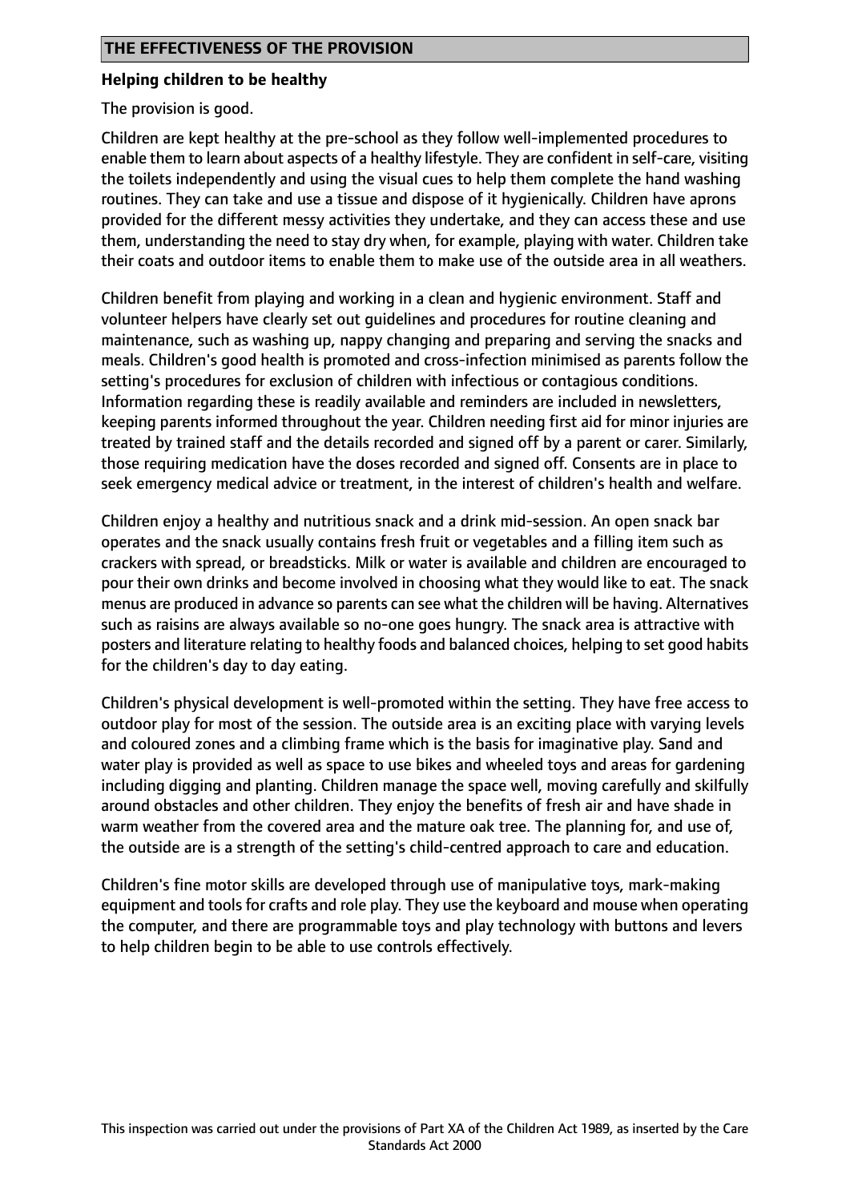## THE EFFECTIVENESS OF THE PROVISION

### Helping children to be healthy

The provision is good.

Children are kept healthy at the pre-school as they follow well-implemented procedures to enable them to learn about aspects of a healthy lifestyle. They are confident in self-care, visiting the toilets independently and using the visual cues to help them complete the hand washing routines. They can take and use a tissue and dispose of it hygienically. Children have aprons provided for the different messy activities they undertake, and they can access these and use them, understanding the need to stay dry when, for example, playing with water. Children take their coats and outdoor items to enable them to make use of the outside area in all weathers.

Children benefit from playing and working in a clean and hygienic environment. Staff and volunteer helpers have clearly set out guidelines and procedures for routine cleaning and maintenance, such as washing up, nappy changing and preparing and serving the snacks and meals. Children's good health is promoted and cross-infection minimised as parents follow the setting's procedures for exclusion of children with infectious or contagious conditions. Information regarding these is readily available and reminders are included in newsletters, keeping parents informed throughout the year. Children needing first aid for minor injuries are treated by trained staff and the details recorded and signed off by a parent or carer. Similarly, those requiring medication have the doses recorded and signed off. Consents are in place to seek emergency medical advice or treatment, in the interest of children's health and welfare.

Children enjoy a healthy and nutritious snack and a drink mid-session. An open snack bar operates and the snack usually contains fresh fruit or vegetables and a filling item such as crackers with spread, or breadsticks. Milk or water is available and children are encouraged to pour their own drinks and become involved in choosing what they would like to eat. The snack menus are produced in advance so parents can see what the children will be having. Alternatives such as raisins are always available so no-one goes hungry. The snack area is attractive with posters and literature relating to healthy foods and balanced choices, helping to set good habits for the children's day to day eating.

Children's physical development is well-promoted within the setting. They have free access to outdoor play for most of the session. The outside area is an exciting place with varying levels and coloured zones and a climbing frame which is the basis for imaginative play. Sand and water play is provided as well as space to use bikes and wheeled toys and areas for gardening including digging and planting. Children manage the space well, moving carefully and skilfully around obstacles and other children. They enjoy the benefits of fresh air and have shade in warm weather from the covered area and the mature oak tree. The planning for, and use of, the outside are is a strength of the setting's child-centred approach to care and education.

Children's fine motor skills are developed through use of manipulative toys, mark-making equipment and tools for crafts and role play. They use the keyboard and mouse when operating the computer, and there are programmable toys and play technology with buttons and levers to help children begin to be able to use controls effectively.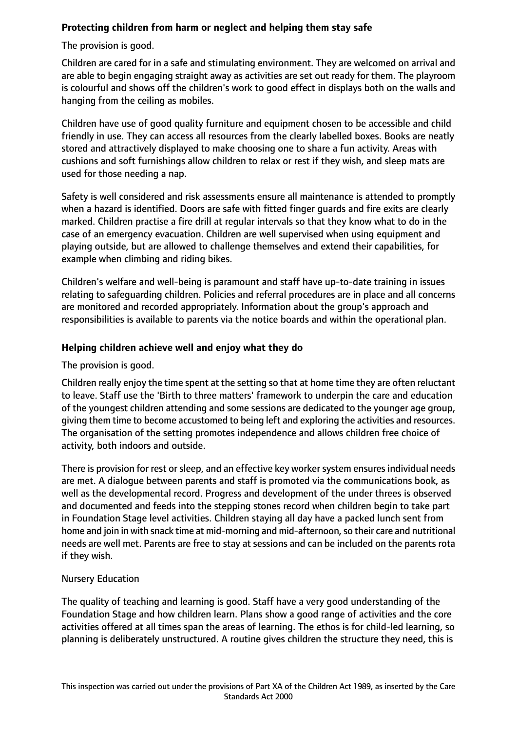**Protecting children from harm or neglect and helping them stay safe**

The provision is good.

Children are cared for in a safe and stimulating environment. They are welcomed on arrival and are able to begin engaging straight away as activities are set out ready for them. The playroom is colourful and shows off the children's work to good effect in displays both on the walls and hanging from the ceiling as mobiles.

Children have use of good quality furniture and equipment chosen to be accessible and child friendly in use. They can access all resources from the clearly labelled boxes. Books are neatly stored and attractively displayed to make choosing one to share a fun activity. Areas with cushions and soft furnishings allow children to relax or rest if they wish, and sleep mats are used for those needing a nap.

Safety is well considered and risk assessments ensure all maintenance is attended to promptly when a hazard is identified. Doors are safe with fitted finger guards and fire exits are clearly marked. Children practise a fire drill at regular intervals so that they know what to do in the case of an emergency evacuation. Children are well supervised when using equipment and playing outside, but are allowed to challenge themselves and extend their capabilities, for example when climbing and riding bikes.

Children's welfare and well-being is paramount and staff have up-to-date training in issues relating to safeguarding children. Policies and referral procedures are in place and all concerns are monitored and recorded appropriately. Information about the group's approach and responsibilities is available to parents via the notice boards and within the operational plan.

**Helping children achieve well and enjoy what they do**

The provision is good.

Children really enjoy the time spent at the setting so that at home time they are often reluctant to leave. Staff use the 'Birth to three matters' framework to underpin the care and education of the youngest children attending and some sessions are dedicated to the younger age group, giving them time to become accustomed to being left and exploring the activities and resources. The organisation of the setting promotes independence and allows children free choice of activity, both indoors and outside.

There is provision for rest or sleep, and an effective key worker system ensures individual needs are met. A dialogue between parents and staff is promoted via the communications book, as well as the developmental record. Progress and development of the under threes is observed and documented and feeds into the stepping stones record when children begin to take part in Foundation Stage level activities. Children staying all day have a packed lunch sent from home and join in with snack time at mid-morning and mid-afternoon, so their care and nutritional needs are well met. Parents are free to stay at sessions and can be included on the parents rota if they wish.

Nursery Education

The quality of teaching and learning is good. Staff have a very good understanding of the Foundation Stage and how children learn. Plans show a good range of activities and the core activities offered at all times span the areas of learning. The ethos is for child-led learning, so planning is deliberately unstructured. A routine gives children the structure they need, this is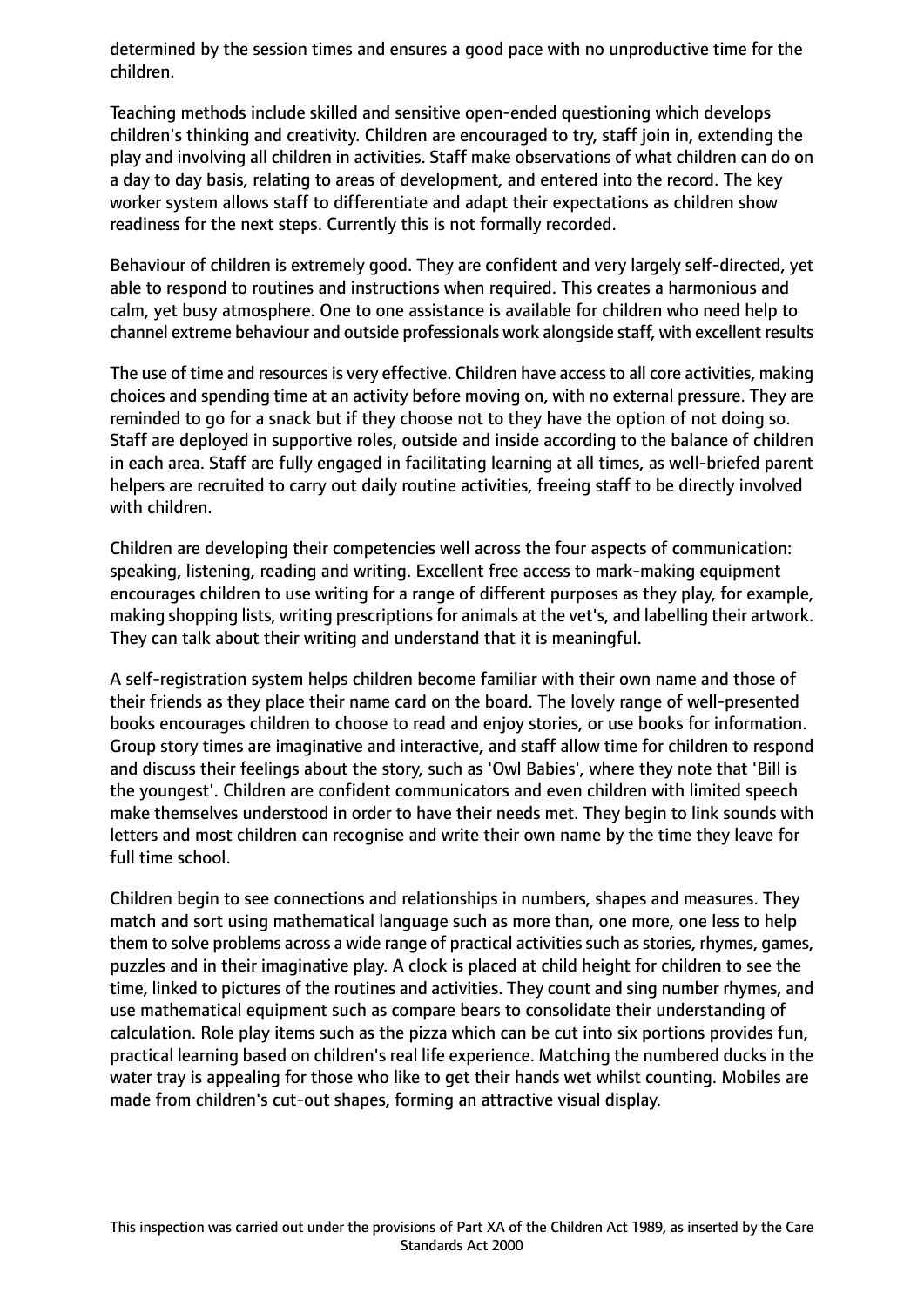determined by the session times and ensures a good pace with no unproductive time for the children.

Teaching methods include skilled and sensitive open-ended questioning which develops children's thinking and creativity. Children are encouraged to try, staff join in, extending the play and involving all children in activities. Staff make observations of what children can do on a day to day basis, relating to areas of development, and entered into the record. The key worker system allows staff to differentiate and adapt their expectations as children show readiness for the next steps. Currently this is not formally recorded.

Behaviour of children is extremely good. They are confident and very largely self-directed, yet able to respond to routines and instructions when required. This creates a harmonious and calm, yet busy atmosphere. One to one assistance is available for children who need help to channel extreme behaviour and outside professionals work alongside staff, with excellent results

The use of time and resources is very effective. Children have access to all core activities, making choices and spending time at an activity before moving on, with no external pressure. They are reminded to go for a snack but if they choose not to they have the option of not doing so. Staff are deployed in supportive roles, outside and inside according to the balance of children in each area. Staff are fully engaged in facilitating learning at all times, as well-briefed parent helpers are recruited to carry out daily routine activities, freeing staff to be directly involved with children.

Children are developing their competencies well across the four aspects of communication: speaking, listening, reading and writing. Excellent free access to mark-making equipment encourages children to use writing for a range of different purposes as they play, for example, making shopping lists, writing prescriptions for animals at the vet's, and labelling their artwork. They can talk about their writing and understand that it is meaningful.

A self-registration system helps children become familiar with their own name and those of their friends as they place their name card on the board. The lovely range of well-presented books encourages children to choose to read and enjoy stories, or use books for information. Group story times are imaginative and interactive, and staff allow time for children to respond and discuss their feelings about the story, such as 'Owl Babies', where they note that 'Bill is the youngest'. Children are confident communicators and even children with limited speech make themselves understood in order to have their needs met. They begin to link sounds with letters and most children can recognise and write their own name by the time they leave for full time school.

Children begin to see connections and relationships in numbers, shapes and measures. They match and sort using mathematical language such as more than, one more, one less to help them to solve problems across a wide range of practical activities such as stories, rhymes, games, puzzles and in their imaginative play. A clock is placed at child height for children to see the time, linked to pictures of the routines and activities. They count and sing number rhymes, and use mathematical equipment such as compare bears to consolidate their understanding of calculation. Role play items such as the pizza which can be cut into six portions provides fun, practical learning based on children's real life experience. Matching the numbered ducks in the water tray is appealing for those who like to get their hands wet whilst counting. Mobiles are made from children's cut-out shapes, forming an attractive visual display.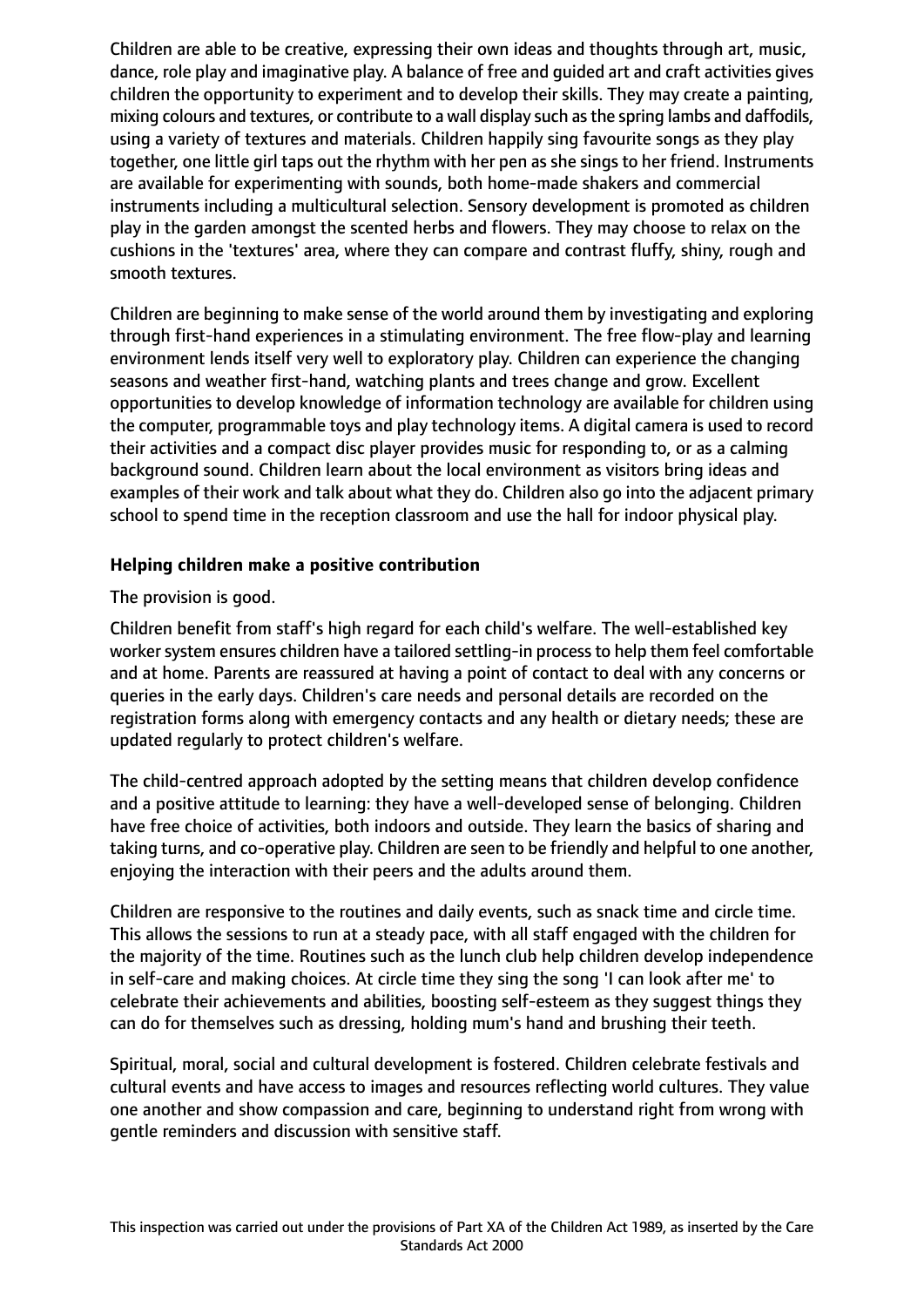Children are able to be creative, expressing their own ideas and thoughts through art, music, dance, role play and imaginative play. A balance of free and guided art and craft activities gives children the opportunity to experiment and to develop their skills. They may create a painting, mixing colours and textures, or contribute to a wall display such as the spring lambs and daffodils, using a variety of textures and materials. Children happily sing favourite songs as they play together, one little girl taps out the rhythm with her pen as she sings to her friend. Instruments are available for experimenting with sounds, both home-made shakers and commercial instruments including a multicultural selection. Sensory development is promoted as children play in the garden amongst the scented herbs and flowers. They may choose to relax on the cushions in the 'textures' area, where they can compare and contrast fluffy, shiny, rough and smooth textures.

Children are beginning to make sense of the world around them by investigating and exploring through first-hand experiences in a stimulating environment. The free flow-play and learning environment lends itself very well to exploratory play. Children can experience the changing seasons and weather first-hand, watching plants and trees change and grow. Excellent opportunities to develop knowledge of information technology are available for children using the computer, programmable toys and play technology items. A digital camera is used to record their activities and a compact disc player provides music for responding to, or as a calming background sound. Children learn about the local environment as visitors bring ideas and examples of their work and talk about what they do. Children also go into the adjacent primary school to spend time in the reception classroom and use the hall for indoor physical play.

**Helping children make a positive contribution**

The provision is good.

Children benefit from staff's high regard for each child's welfare. The well-established key worker system ensures children have a tailored settling-in process to help them feel comfortable and at home. Parents are reassured at having a point of contact to deal with any concerns or queries in the early days. Children's care needs and personal details are recorded on the registration forms along with emergency contacts and any health or dietary needs; these are updated regularly to protect children's welfare.

The child-centred approach adopted by the setting means that children develop confidence and a positive attitude to learning: they have a well-developed sense of belonging. Children have free choice of activities, both indoors and outside. They learn the basics of sharing and taking turns, and co-operative play. Children are seen to be friendly and helpful to one another, enjoying the interaction with their peers and the adults around them.

Children are responsive to the routines and daily events, such as snack time and circle time. This allows the sessions to run at a steady pace, with all staff engaged with the children for the majority of the time. Routines such as the lunch club help children develop independence in self-care and making choices. At circle time they sing the song 'I can look after me' to celebrate their achievements and abilities, boosting self-esteem as they suggest things they can do for themselves such as dressing, holding mum's hand and brushing their teeth.

Spiritual, moral, social and cultural development is fostered. Children celebrate festivals and cultural events and have access to images and resources reflecting world cultures. They value one another and show compassion and care, beginning to understand right from wrong with gentle reminders and discussion with sensitive staff.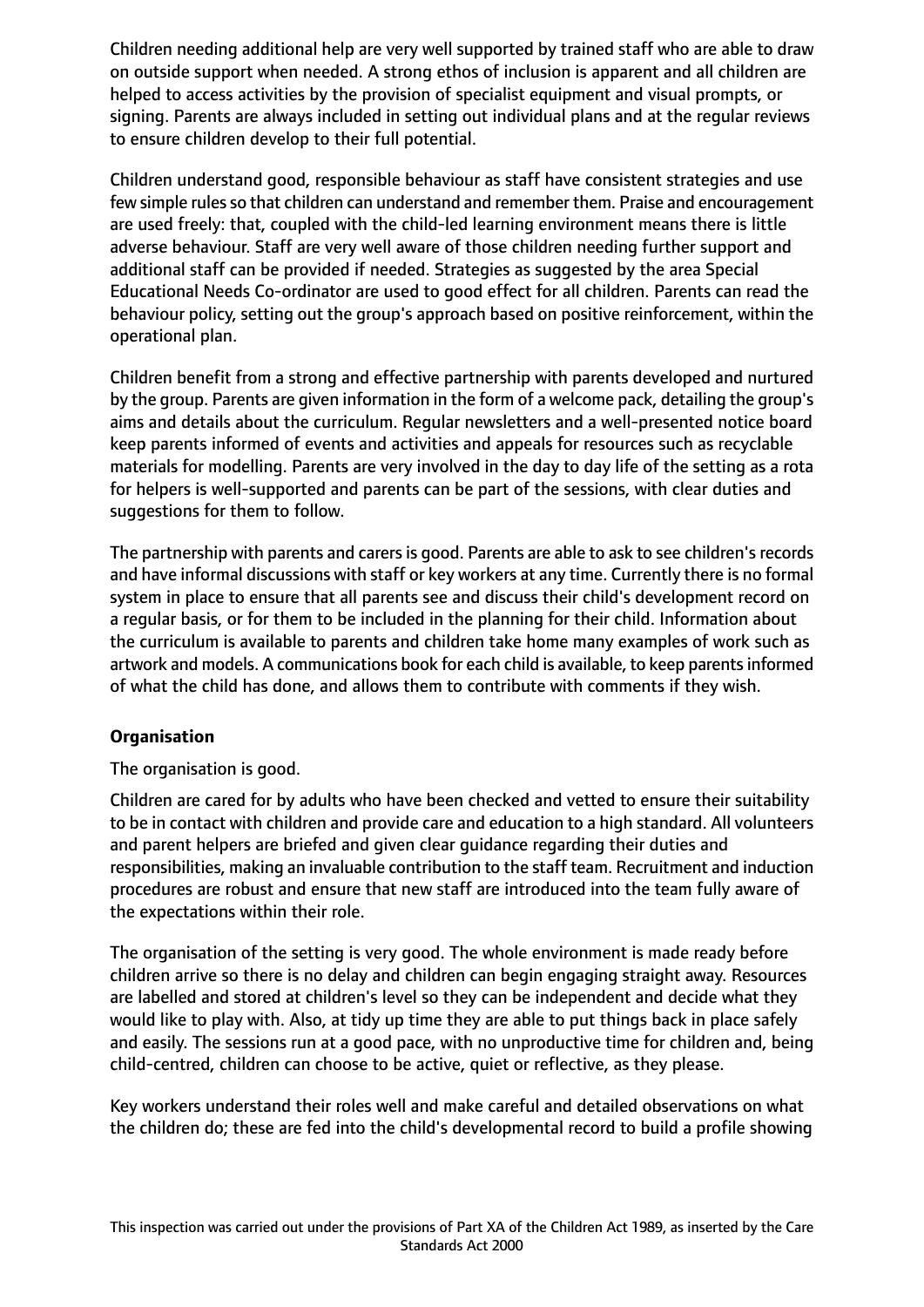Children needing additional help are very well supported by trained staff who are able to draw on outside support when needed. A strong ethos of inclusion is apparent and all children are helped to access activities by the provision of specialist equipment and visual prompts, or signing. Parents are always included in setting out individual plans and at the regular reviews to ensure children develop to their full potential.

Children understand good, responsible behaviour as staff have consistent strategies and use few simple rules so that children can understand and remember them. Praise and encouragement are used freely: that, coupled with the child-led learning environment means there is little adverse behaviour. Staff are very well aware of those children needing further support and additional staff can be provided if needed. Strategies as suggested by the area Special Educational Needs Co-ordinator are used to good effect for all children. Parents can read the behaviour policy, setting out the group's approach based on positive reinforcement, within the operational plan.

Children benefit from a strong and effective partnership with parents developed and nurtured by the group. Parents are given information in the form of a welcome pack, detailing the group's aims and details about the curriculum. Regular newsletters and a well-presented notice board keep parents informed of events and activities and appeals for resources such as recyclable materials for modelling. Parents are very involved in the day to day life of the setting as a rota for helpers is well-supported and parents can be part of the sessions, with clear duties and suggestions for them to follow.

The partnership with parents and carers is good. Parents are able to ask to see children's records and have informal discussions with staff or key workers at any time. Currently there is no formal system in place to ensure that all parents see and discuss their child's development record on a regular basis, or for them to be included in the planning for their child. Information about the curriculum is available to parents and children take home many examples of work such as artwork and models. A communications book for each child is available, to keep parents informed of what the child has done, and allows them to contribute with comments if they wish.

**Organisation**

The organisation is good.

Children are cared for by adults who have been checked and vetted to ensure their suitability to be in contact with children and provide care and education to a high standard. All volunteers and parent helpers are briefed and given clear guidance regarding their duties and responsibilities, making an invaluable contribution to the staff team. Recruitment and induction procedures are robust and ensure that new staff are introduced into the team fully aware of the expectations within their role.

The organisation of the setting is very good. The whole environment is made ready before children arrive so there is no delay and children can begin engaging straight away. Resources are labelled and stored at children's level so they can be independent and decide what they would like to play with. Also, at tidy up time they are able to put things back in place safely and easily. The sessions run at a good pace, with no unproductive time for children and, being child-centred, children can choose to be active, quiet or reflective, as they please.

Key workers understand their roles well and make careful and detailed observations on what the children do; these are fed into the child's developmental record to build a profile showing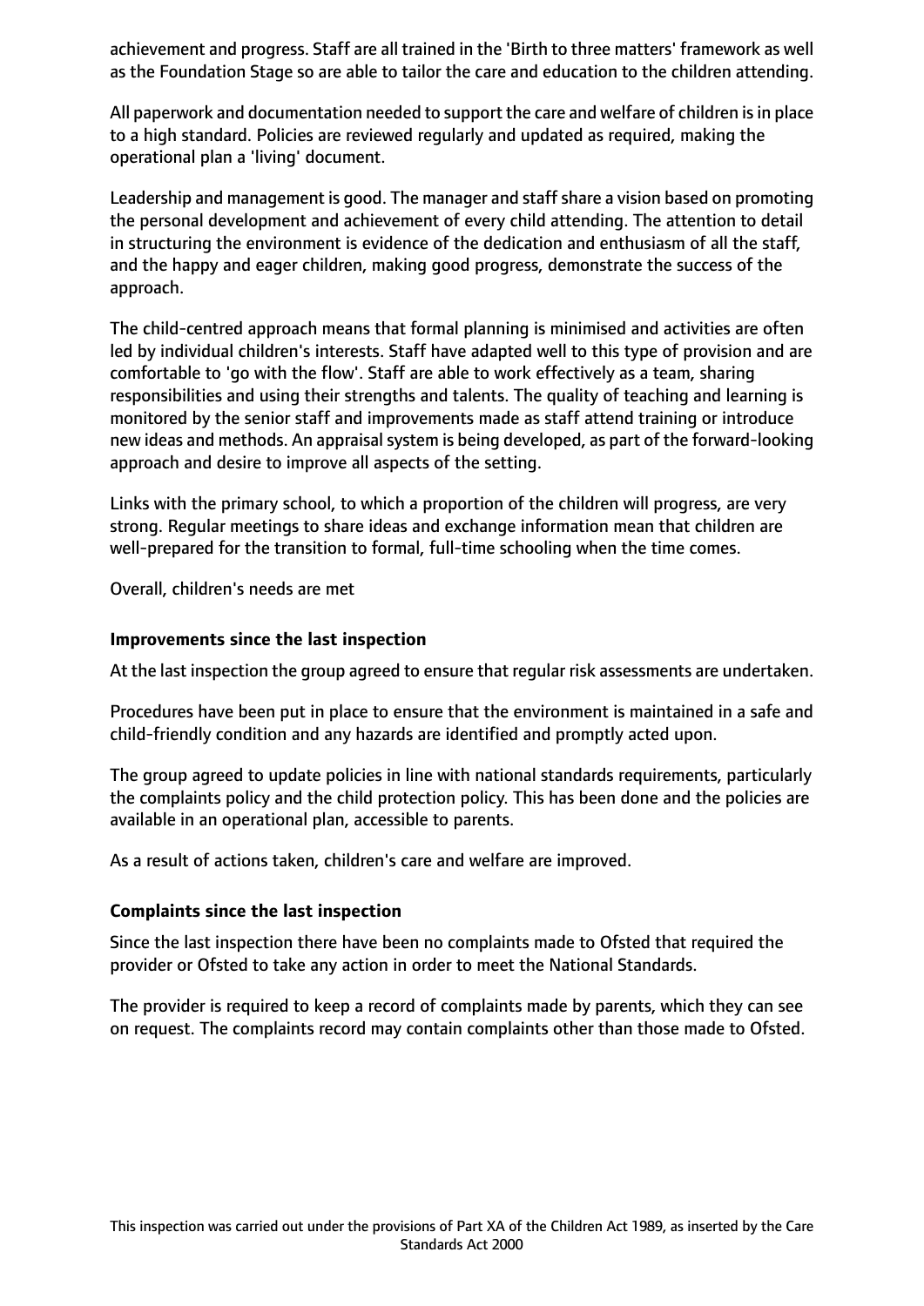achievement and progress. Staff are all trained in the 'Birth to three matters' framework as well as the Foundation Stage so are able to tailor the care and education to the children attending.

All paperwork and documentation needed to support the care and welfare of children is in place to a high standard. Policies are reviewed regularly and updated as required, making the operational plan a 'living' document.

Leadership and management is good. The manager and staff share a vision based on promoting the personal development and achievement of every child attending. The attention to detail in structuring the environment is evidence of the dedication and enthusiasm of all the staff, and the happy and eager children, making good progress, demonstrate the success of the approach.

The child-centred approach means that formal planning is minimised and activities are often led by individual children's interests. Staff have adapted well to this type of provision and are comfortable to 'go with the flow'. Staff are able to work effectively as a team, sharing responsibilities and using their strengths and talents. The quality of teaching and learning is monitored by the senior staff and improvements made as staff attend training or introduce new ideas and methods. An appraisal system is being developed, as part of the forward-looking approach and desire to improve all aspects of the setting.

Links with the primary school, to which a proportion of the children will progress, are very strong. Regular meetings to share ideas and exchange information mean that children are well-prepared for the transition to formal, full-time schooling when the time comes.

Overall, children's needs are met

### Improvements since the last inspection

At the last inspection the group agreed to ensure that regular risk assessments are undertaken.

Procedures have been put in place to ensure that the environment is maintained in a safe and child-friendly condition and any hazards are identified and promptly acted upon.

The group agreed to update policies in line with national standards requirements, particularly the complaints policy and the child protection policy. This has been done and the policies are available in an operational plan, accessible to parents.

As a result of actions taken, children's care and welfare are improved.

### Complaints since the last inspection

Since the last inspection there have been no complaints made to Ofsted that required the provider or Ofsted to take any action in order to meet the National Standards.

The provider is required to keep a record of complaints made by parents, which they can see on request. The complaints record may contain complaints other than those made to Ofsted.

This inspection was carried out under the provisions of Part XA of the Children Act 1989, as inserted by the Care Standards Act 2000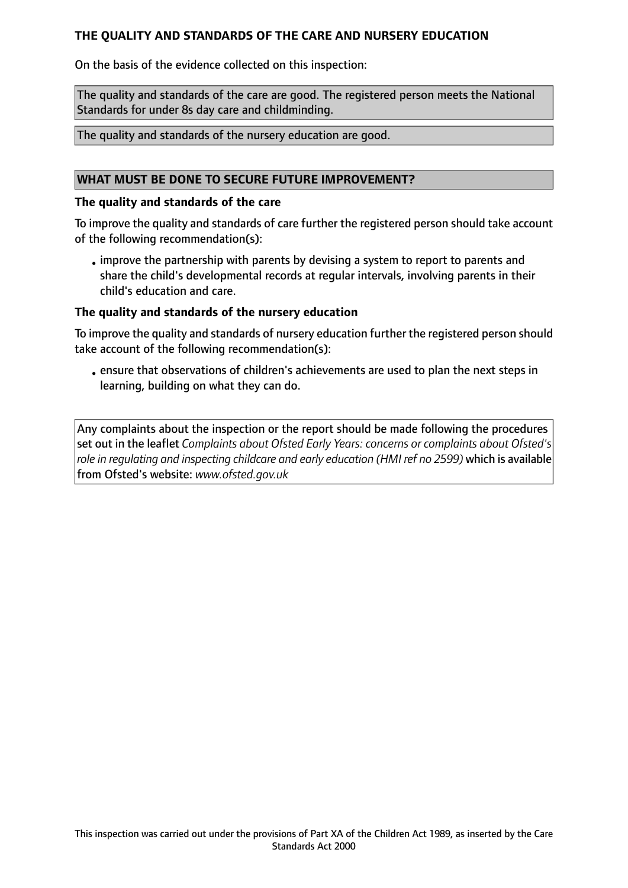## THE QUALITY AND STANDARDS OF THE CARE AND NURSERY EDUCATION

On the basis of the evidence collected on this inspection:

The quality and standards of the care are good. The registered person meets the National Standards for under 8s day care and childminding.

The quality and standards of the nursery education are good.

## WHAT MUST BE DONE TO SECURE FUTURE IMPROVEMENT?

### The quality and standards of the care

To improve the quality and standards of care further the registered person should take account of the following recommendation(s):

- improve the partnership with parents by devising a system to report to parents and share the child's developmental records at regular intervals, involving parents in their child's education and care.

### The quality and standards of the nursery education

To improve the quality and standards of nursery education further the registered person should take account of the following recommendation(s):

- ensure that observations of children's achievements are used to plan the next steps in learning, building on what they can do.

Any complaints about the inspection or the report should be made following the procedures set out in the leaflet *Complaints about Ofsted Early Years: concerns or complaints about Ofsted's role in regulating and inspecting childcare and early education (HMI ref no 2599)* which is available from Ofsted's website: *www.ofsted.gov.uk*

This inspection was carried out under the provisions of Part XA of the Children Act 1989, as inserted by the Care Standards Act 2000